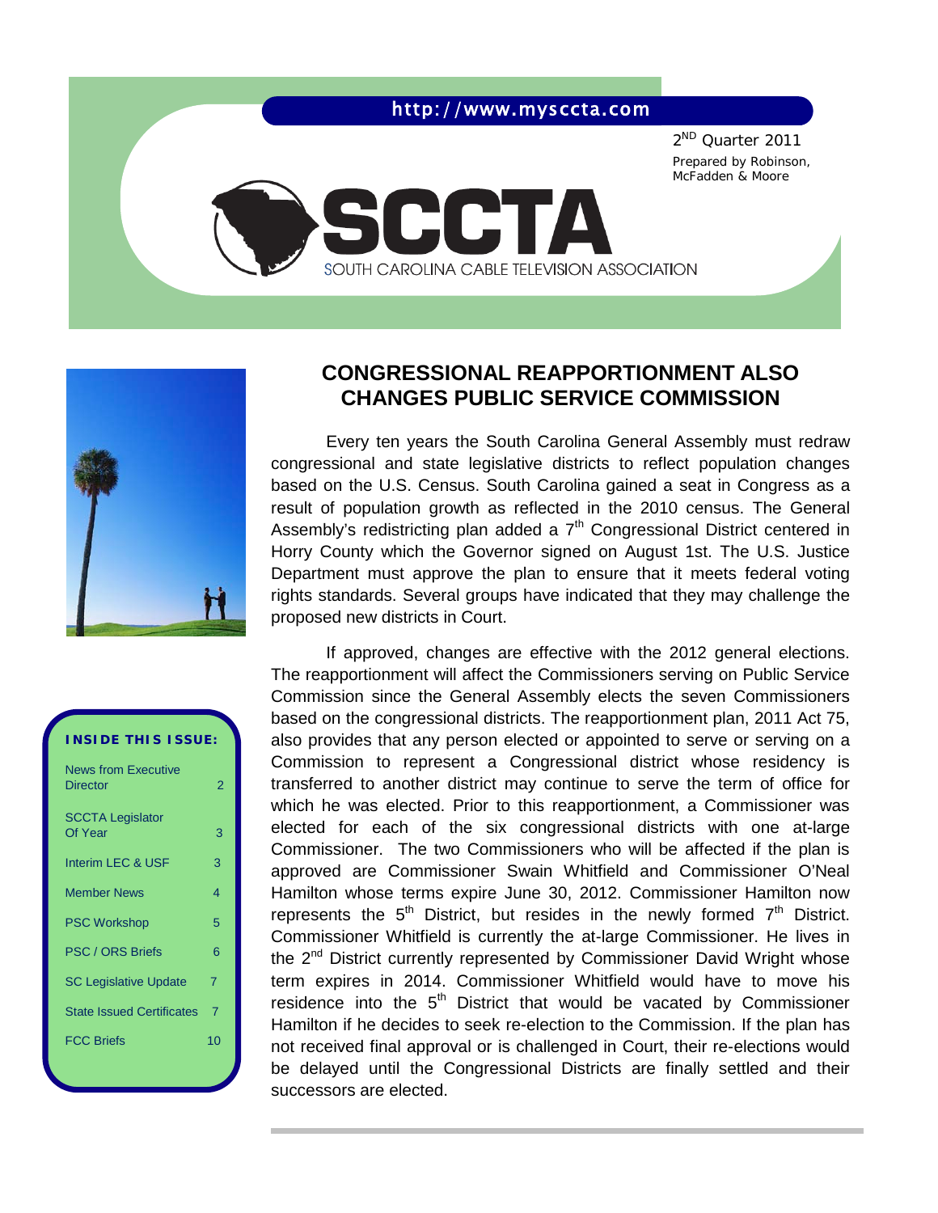http://www.mysccta.com

2[ND] Quarter 2011

Prepared by Robinson, McFadden & Moore

# SCCTA

SOUTH CAROLINA CABLE TELEVISION ASSOCIATION

**INSIDE THIS ISSUE:**

| | |
|---|---|
| News from Executive Director | 2 |
| SCCTA Legislator Of Year | 3 |
| Interim LEC & USF | 3 |
| Member News | 4 |
| PSC Workshop | 5 |
| PSC / ORS Briefs | 6 |
| SC Legislative Update | 7 |
| State Issued Certificates | 7 |
| FCC Briefs | 10 |

## CONGRESSIONAL REAPPORTIONMENT ALSO CHANGES PUBLIC SERVICE COMMISSION

Every ten years the South Carolina General Assembly must redraw congressional and state legislative districts to reflect population changes based on the U.S. Census. South Carolina gained a seat in Congress as a result of population growth as reflected in the 2010 census. The General Assembly's redistricting plan added a 7th Congressional District centered in Horry County which the Governor signed on August 1st. The U.S. Justice Department must approve the plan to ensure that it meets federal voting rights standards. Several groups have indicated that they may challenge the proposed new districts in Court.

If approved, changes are effective with the 2012 general elections. The reapportionment will affect the Commissioners serving on Public Service Commission since the General Assembly elects the seven Commissioners based on the congressional districts. The reapportionment plan, 2011 Act 75, also provides that any person elected or appointed to serve or serving on a Commission to represent a Congressional district whose residency is transferred to another district may continue to serve the term of office for which he was elected. Prior to this reapportionment, a Commissioner was elected for each of the six congressional districts with one at-large Commissioner. The two Commissioners who will be affected if the plan is approved are Commissioner Swain Whitfield and Commissioner O'Neal Hamilton whose terms expire June 30, 2012. Commissioner Hamilton now represents the 5th District, but resides in the newly formed 7th District. Commissioner Whitfield is currently the at-large Commissioner. He lives in the 2nd District currently represented by Commissioner David Wright whose term expires in 2014. Commissioner Whitfield would have to move his residence into the 5th District that would be vacated by Commissioner Hamilton if he decides to seek re-election to the Commission. If the plan has not received final approval or is challenged in Court, their re-elections would be delayed until the Congressional Districts are finally settled and their successors are elected.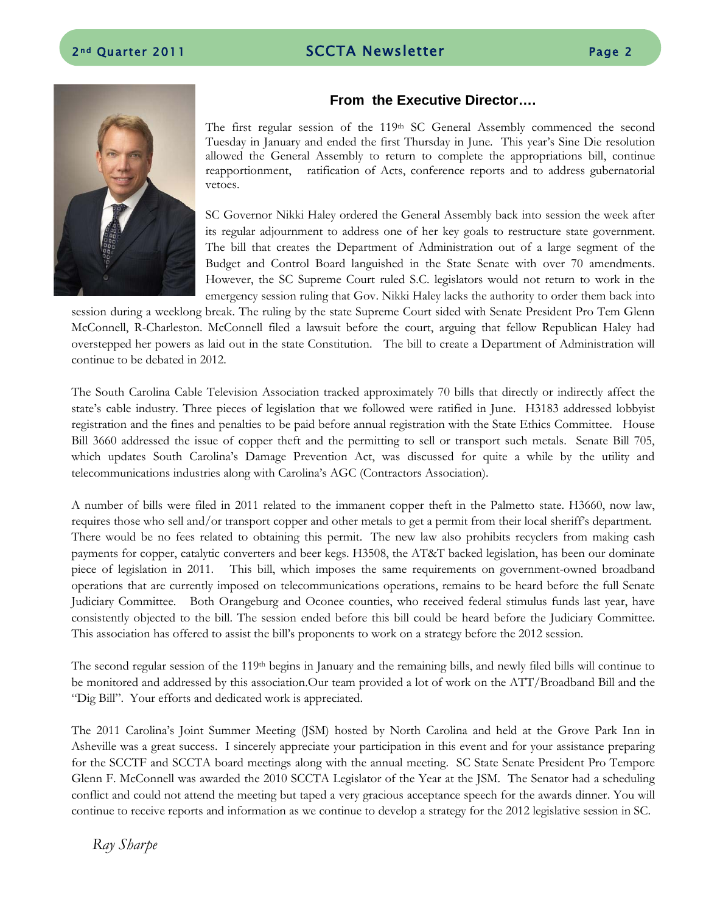## From the Executive Director….

The first regular session of the 119th SC General Assembly commenced the second Tuesday in January and ended the first Thursday in June. This year's Sine Die resolution allowed the General Assembly to return to complete the appropriations bill, continue reapportionment, ratification of Acts, conference reports and to address gubernatorial vetoes.

SC Governor Nikki Haley ordered the General Assembly back into session the week after its regular adjournment to address one of her key goals to restructure state government. The bill that creates the Department of Administration out of a large segment of the Budget and Control Board languished in the State Senate with over 70 amendments. However, the SC Supreme Court ruled S.C. legislators would not return to work in the emergency session ruling that Gov. Nikki Haley lacks the authority to order them back into session during a weeklong break. The ruling by the state Supreme Court sided with Senate President Pro Tem Glenn McConnell, R-Charleston. McConnell filed a lawsuit before the court, arguing that fellow Republican Haley had overstepped her powers as laid out in the state Constitution. The bill to create a Department of Administration will continue to be debated in 2012.

The South Carolina Cable Television Association tracked approximately 70 bills that directly or indirectly affect the state's cable industry. Three pieces of legislation that we followed were ratified in June. H3183 addressed lobbyist registration and the fines and penalties to be paid before annual registration with the State Ethics Committee. House Bill 3660 addressed the issue of copper theft and the permitting to sell or transport such metals. Senate Bill 705, which updates South Carolina's Damage Prevention Act, was discussed for quite a while by the utility and telecommunications industries along with Carolina's AGC (Contractors Association).

A number of bills were filed in 2011 related to the immanent copper theft in the Palmetto state. H3660, now law, requires those who sell and/or transport copper and other metals to get a permit from their local sheriff's department. There would be no fees related to obtaining this permit. The new law also prohibits recyclers from making cash payments for copper, catalytic converters and beer kegs. H3508, the AT&T backed legislation, has been our dominate piece of legislation in 2011. This bill, which imposes the same requirements on government-owned broadband operations that are currently imposed on telecommunications operations, remains to be heard before the full Senate Judiciary Committee. Both Orangeburg and Oconee counties, who received federal stimulus funds last year, have consistently objected to the bill. The session ended before this bill could be heard before the Judiciary Committee. This association has offered to assist the bill's proponents to work on a strategy before the 2012 session.

The second regular session of the 119th begins in January and the remaining bills, and newly filed bills will continue to be monitored and addressed by this association.Our team provided a lot of work on the ATT/Broadband Bill and the "Dig Bill". Your efforts and dedicated work is appreciated.

The 2011 Carolina's Joint Summer Meeting (JSM) hosted by North Carolina and held at the Grove Park Inn in Asheville was a great success. I sincerely appreciate your participation in this event and for your assistance preparing for the SCCTF and SCCTA board meetings along with the annual meeting. SC State Senate President Pro Tempore Glenn F. McConnell was awarded the 2010 SCCTA Legislator of the Year at the JSM. The Senator had a scheduling conflict and could not attend the meeting but taped a very gracious acceptance speech for the awards dinner. You will continue to receive reports and information as we continue to develop a strategy for the 2012 legislative session in SC.

*Ray Sharpe*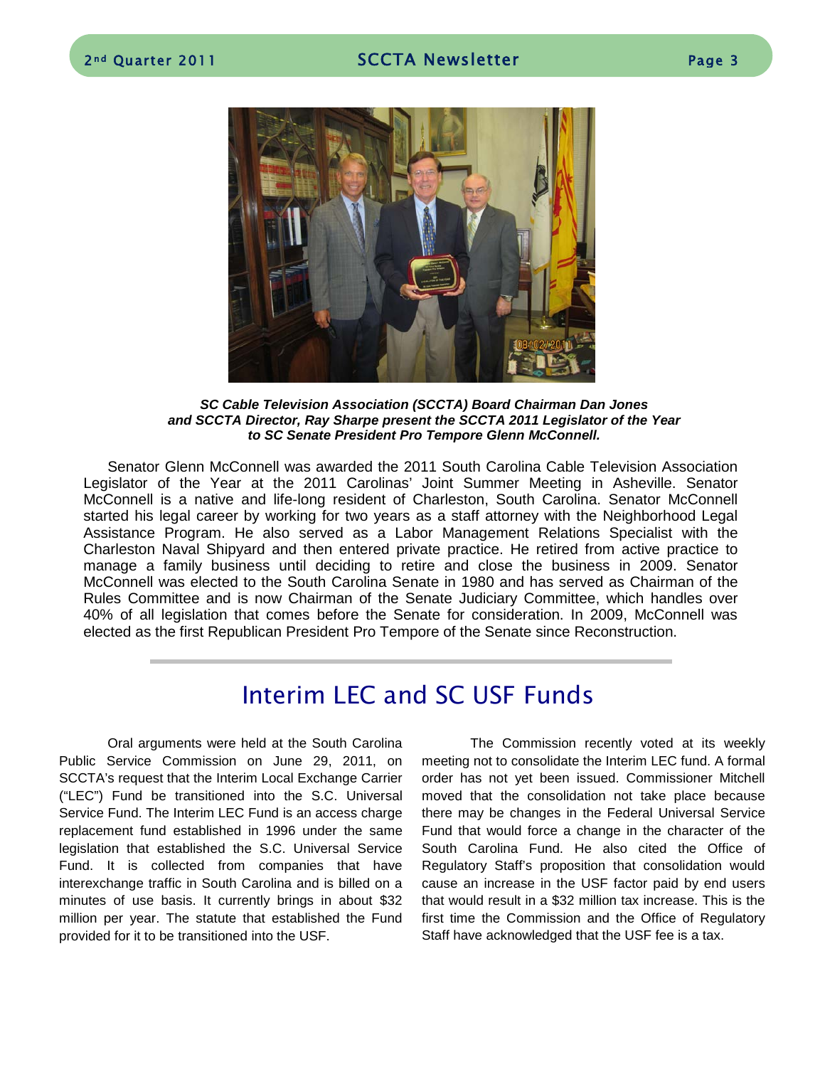***SC Cable Television Association (SCCTA) Board Chairman Dan Jones and SCCTA Director, Ray Sharpe present the SCCTA 2011 Legislator of the Year to SC Senate President Pro Tempore Glenn McConnell.***

Senator Glenn McConnell was awarded the 2011 South Carolina Cable Television Association Legislator of the Year at the 2011 Carolinas' Joint Summer Meeting in Asheville. Senator McConnell is a native and life-long resident of Charleston, South Carolina. Senator McConnell started his legal career by working for two years as a staff attorney with the Neighborhood Legal Assistance Program. He also served as a Labor Management Relations Specialist with the Charleston Naval Shipyard and then entered private practice. He retired from active practice to manage a family business until deciding to retire and close the business in 2009. Senator McConnell was elected to the South Carolina Senate in 1980 and has served as Chairman of the Rules Committee and is now Chairman of the Senate Judiciary Committee, which handles over 40% of all legislation that comes before the Senate for consideration. In 2009, McConnell was elected as the first Republican President Pro Tempore of the Senate since Reconstruction.

---

# Interim LEC and SC USF Funds

Oral arguments were held at the South Carolina Public Service Commission on June 29, 2011, on SCCTA's request that the Interim Local Exchange Carrier ("LEC") Fund be transitioned into the S.C. Universal Service Fund. The Interim LEC Fund is an access charge replacement fund established in 1996 under the same legislation that established the S.C. Universal Service Fund. It is collected from companies that have interexchange traffic in South Carolina and is billed on a minutes of use basis. It currently brings in about $32 million per year. The statute that established the Fund provided for it to be transitioned into the USF.

The Commission recently voted at its weekly meeting not to consolidate the Interim LEC fund. A formal order has not yet been issued. Commissioner Mitchell moved that the consolidation not take place because there may be changes in the Federal Universal Service Fund that would force a change in the character of the South Carolina Fund. He also cited the Office of Regulatory Staff's proposition that consolidation would cause an increase in the USF factor paid by end users that would result in a $32 million tax increase. This is the first time the Commission and the Office of Regulatory Staff have acknowledged that the USF fee is a tax.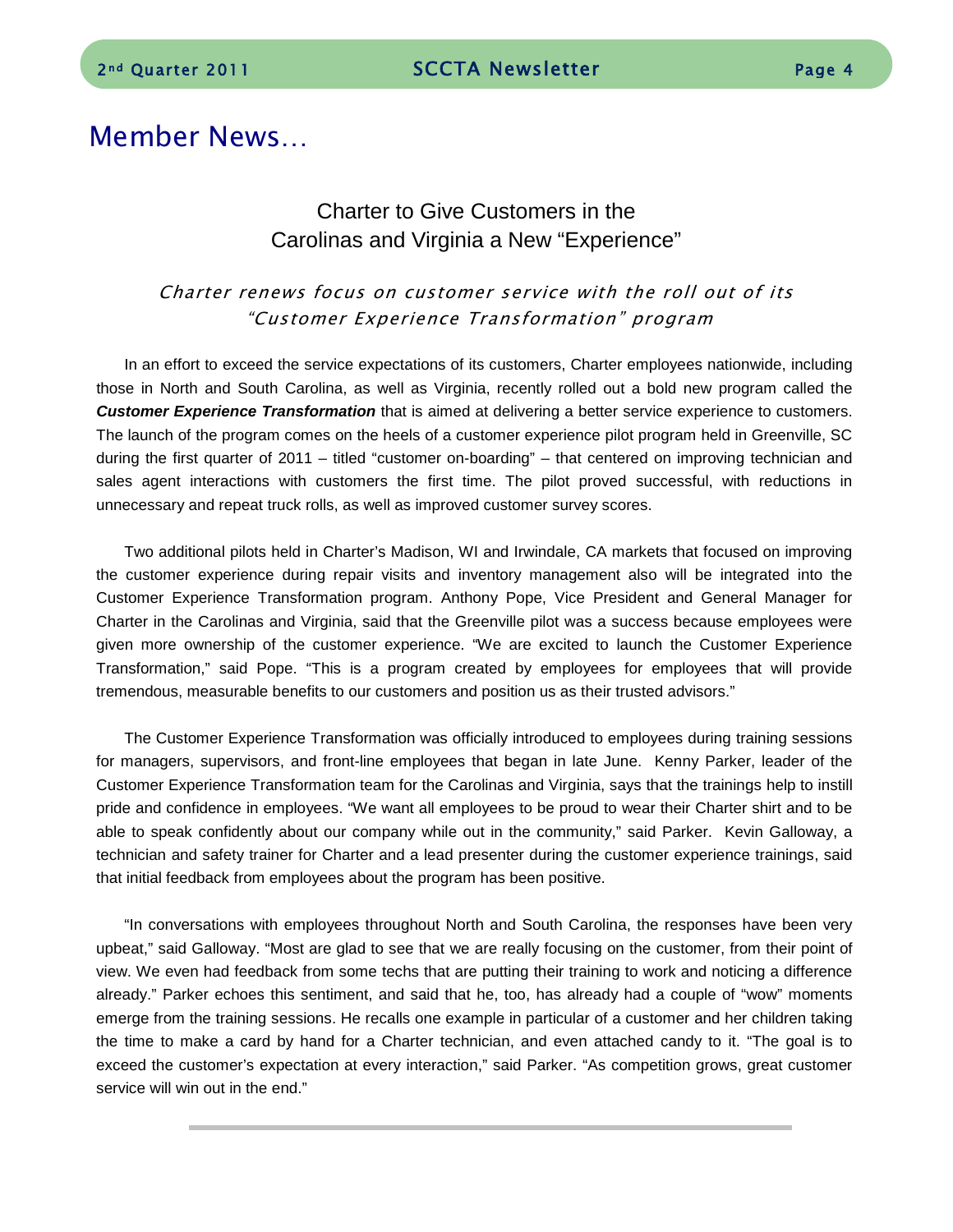## Member News…

### Charter to Give Customers in the Carolinas and Virginia a New "Experience"

*Charter renews focus on customer service with the roll out of its "Customer Experience Transformation" program*

In an effort to exceed the service expectations of its customers, Charter employees nationwide, including those in North and South Carolina, as well as Virginia, recently rolled out a bold new program called the ***Customer Experience Transformation*** that is aimed at delivering a better service experience to customers. The launch of the program comes on the heels of a customer experience pilot program held in Greenville, SC during the first quarter of 2011 – titled "customer on-boarding" – that centered on improving technician and sales agent interactions with customers the first time. The pilot proved successful, with reductions in unnecessary and repeat truck rolls, as well as improved customer survey scores.

Two additional pilots held in Charter's Madison, WI and Irwindale, CA markets that focused on improving the customer experience during repair visits and inventory management also will be integrated into the Customer Experience Transformation program. Anthony Pope, Vice President and General Manager for Charter in the Carolinas and Virginia, said that the Greenville pilot was a success because employees were given more ownership of the customer experience. "We are excited to launch the Customer Experience Transformation," said Pope. "This is a program created by employees for employees that will provide tremendous, measurable benefits to our customers and position us as their trusted advisors."

The Customer Experience Transformation was officially introduced to employees during training sessions for managers, supervisors, and front-line employees that began in late June. Kenny Parker, leader of the Customer Experience Transformation team for the Carolinas and Virginia, says that the trainings help to instill pride and confidence in employees. "We want all employees to be proud to wear their Charter shirt and to be able to speak confidently about our company while out in the community," said Parker. Kevin Galloway, a technician and safety trainer for Charter and a lead presenter during the customer experience trainings, said that initial feedback from employees about the program has been positive.

"In conversations with employees throughout North and South Carolina, the responses have been very upbeat," said Galloway. "Most are glad to see that we are really focusing on the customer, from their point of view. We even had feedback from some techs that are putting their training to work and noticing a difference already." Parker echoes this sentiment, and said that he, too, has already had a couple of "wow" moments emerge from the training sessions. He recalls one example in particular of a customer and her children taking the time to make a card by hand for a Charter technician, and even attached candy to it. "The goal is to exceed the customer's expectation at every interaction," said Parker. "As competition grows, great customer service will win out in the end."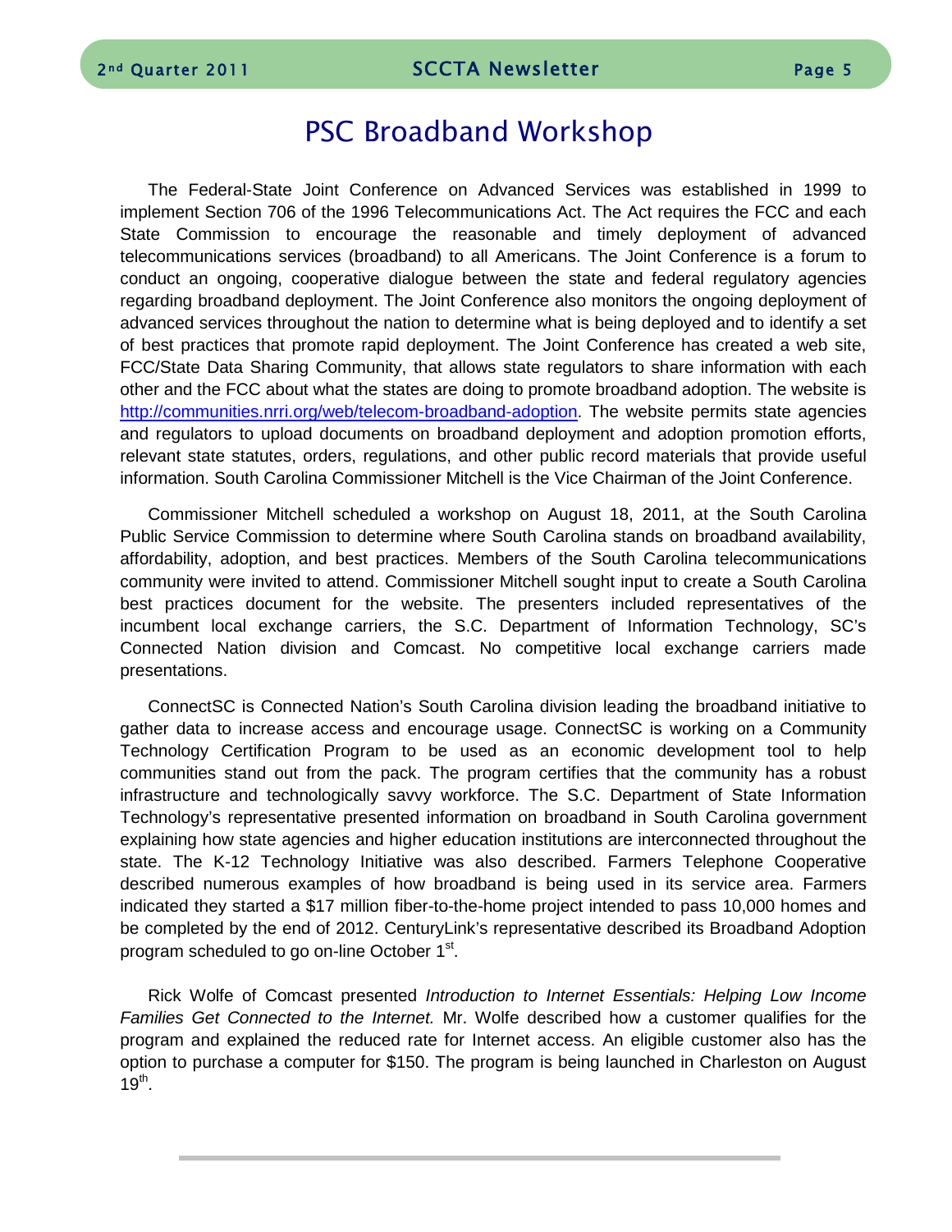# PSC Broadband Workshop

The Federal-State Joint Conference on Advanced Services was established in 1999 to implement Section 706 of the 1996 Telecommunications Act. The Act requires the FCC and each State Commission to encourage the reasonable and timely deployment of advanced telecommunications services (broadband) to all Americans. The Joint Conference is a forum to conduct an ongoing, cooperative dialogue between the state and federal regulatory agencies regarding broadband deployment. The Joint Conference also monitors the ongoing deployment of advanced services throughout the nation to determine what is being deployed and to identify a set of best practices that promote rapid deployment. The Joint Conference has created a web site, FCC/State Data Sharing Community, that allows state regulators to share information with each other and the FCC about what the states are doing to promote broadband adoption. The website is http://communities.nrri.org/web/telecom-broadband-adoption. The website permits state agencies and regulators to upload documents on broadband deployment and adoption promotion efforts, relevant state statutes, orders, regulations, and other public record materials that provide useful information. South Carolina Commissioner Mitchell is the Vice Chairman of the Joint Conference.

Commissioner Mitchell scheduled a workshop on August 18, 2011, at the South Carolina Public Service Commission to determine where South Carolina stands on broadband availability, affordability, adoption, and best practices. Members of the South Carolina telecommunications community were invited to attend. Commissioner Mitchell sought input to create a South Carolina best practices document for the website. The presenters included representatives of the incumbent local exchange carriers, the S.C. Department of Information Technology, SC's Connected Nation division and Comcast. No competitive local exchange carriers made presentations.

ConnectSC is Connected Nation's South Carolina division leading the broadband initiative to gather data to increase access and encourage usage. ConnectSC is working on a Community Technology Certification Program to be used as an economic development tool to help communities stand out from the pack. The program certifies that the community has a robust infrastructure and technologically savvy workforce. The S.C. Department of State Information Technology's representative presented information on broadband in South Carolina government explaining how state agencies and higher education institutions are interconnected throughout the state. The K-12 Technology Initiative was also described. Farmers Telephone Cooperative described numerous examples of how broadband is being used in its service area. Farmers indicated they started a $17 million fiber-to-the-home project intended to pass 10,000 homes and be completed by the end of 2012. CenturyLink's representative described its Broadband Adoption program scheduled to go on-line October 1st.

Rick Wolfe of Comcast presented *Introduction to Internet Essentials: Helping Low Income Families Get Connected to the Internet.* Mr. Wolfe described how a customer qualifies for the program and explained the reduced rate for Internet access. An eligible customer also has the option to purchase a computer for $150. The program is being launched in Charleston on August 19th.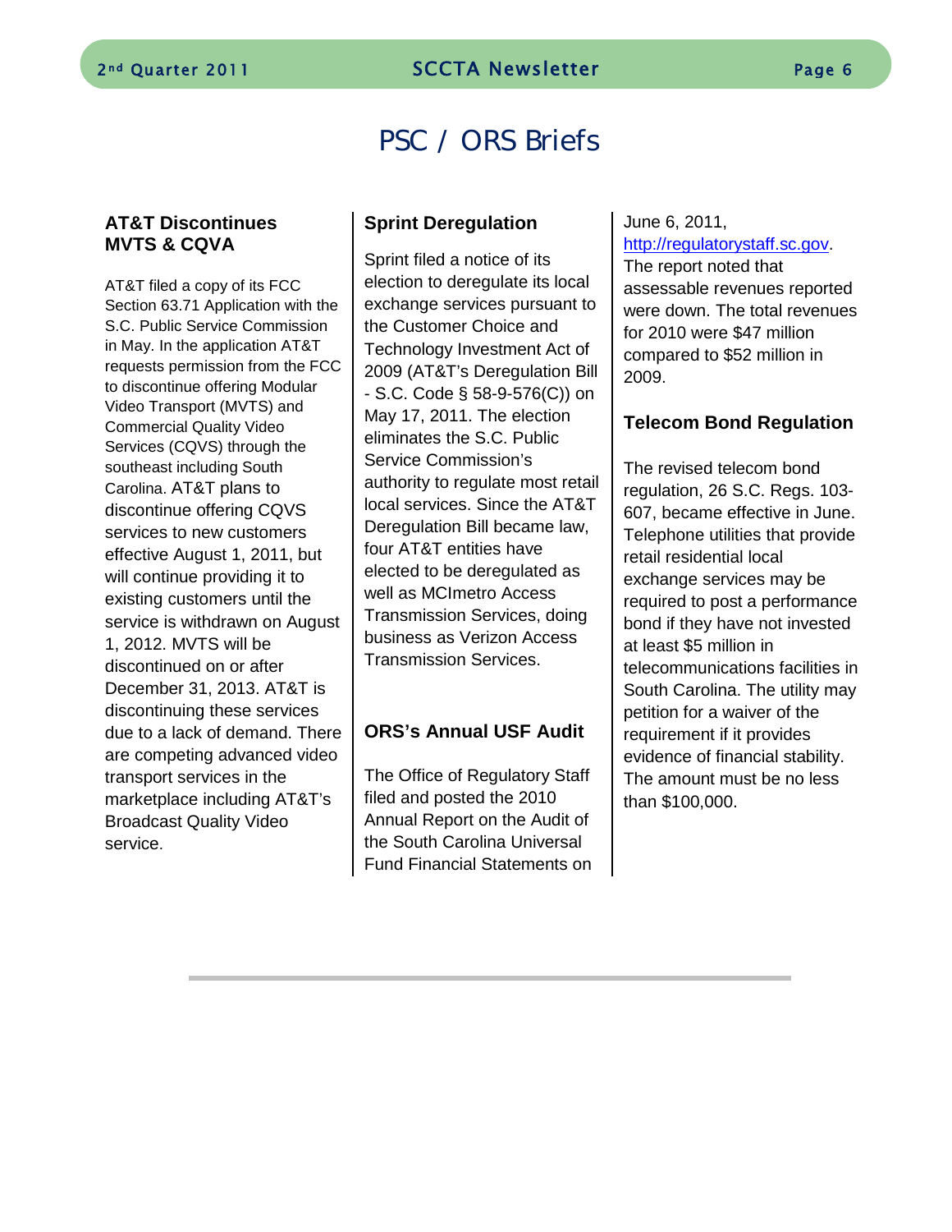# PSC / ORS Briefs

### AT&T Discontinues MVTS & CQVA

AT&T filed a copy of its FCC Section 63.71 Application with the S.C. Public Service Commission in May. In the application AT&T requests permission from the FCC to discontinue offering Modular Video Transport (MVTS) and Commercial Quality Video Services (CQVS) through the southeast including South Carolina. AT&T plans to discontinue offering CQVS services to new customers effective August 1, 2011, but will continue providing it to existing customers until the service is withdrawn on August 1, 2012. MVTS will be discontinued on or after December 31, 2013. AT&T is discontinuing these services due to a lack of demand. There are competing advanced video transport services in the marketplace including AT&T's Broadcast Quality Video service.

### Sprint Deregulation

Sprint filed a notice of its election to deregulate its local exchange services pursuant to the Customer Choice and Technology Investment Act of 2009 (AT&T's Deregulation Bill - S.C. Code § 58-9-576(C)) on May 17, 2011. The election eliminates the S.C. Public Service Commission's authority to regulate most retail local services. Since the AT&T Deregulation Bill became law, four AT&T entities have elected to be deregulated as well as MCImetro Access Transmission Services, doing business as Verizon Access Transmission Services.

### ORS's Annual USF Audit

The Office of Regulatory Staff filed and posted the 2010 Annual Report on the Audit of the South Carolina Universal Fund Financial Statements on June 6, 2011, http://regulatorystaff.sc.gov. The report noted that assessable revenues reported were down. The total revenues for 2010 were $47 million compared to $52 million in 2009.

### Telecom Bond Regulation

The revised telecom bond regulation, 26 S.C. Regs. 103-607, became effective in June. Telephone utilities that provide retail residential local exchange services may be required to post a performance bond if they have not invested at least $5 million in telecommunications facilities in South Carolina. The utility may petition for a waiver of the requirement if it provides evidence of financial stability. The amount must be no less than $100,000.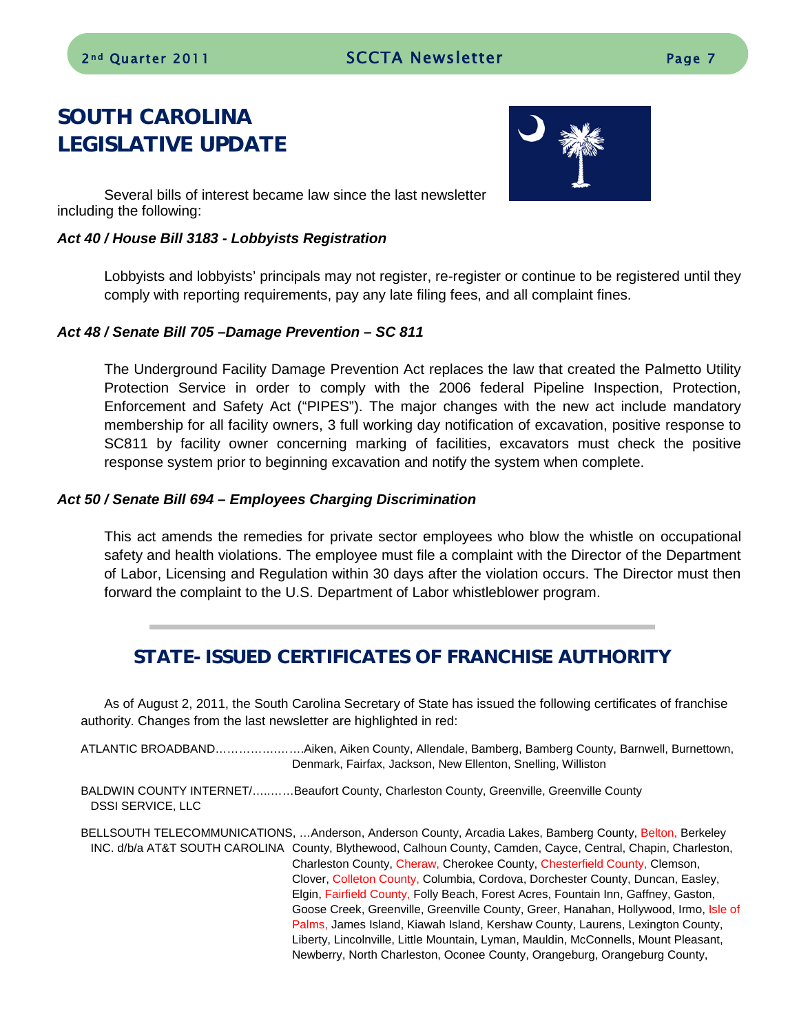# SOUTH CAROLINA LEGISLATIVE UPDATE

Several bills of interest became law since the last newsletter including the following:

***Act 40 / House Bill 3183 - Lobbyists Registration***

Lobbyists and lobbyists' principals may not register, re-register or continue to be registered until they comply with reporting requirements, pay any late filing fees, and all complaint fines.

***Act 48 / Senate Bill 705 –Damage Prevention – SC 811***

The Underground Facility Damage Prevention Act replaces the law that created the Palmetto Utility Protection Service in order to comply with the 2006 federal Pipeline Inspection, Protection, Enforcement and Safety Act ("PIPES"). The major changes with the new act include mandatory membership for all facility owners, 3 full working day notification of excavation, positive response to SC811 by facility owner concerning marking of facilities, excavators must check the positive response system prior to beginning excavation and notify the system when complete.

***Act 50 / Senate Bill 694 – Employees Charging Discrimination***

This act amends the remedies for private sector employees who blow the whistle on occupational safety and health violations. The employee must file a complaint with the Director of the Department of Labor, Licensing and Regulation within 30 days after the violation occurs. The Director must then forward the complaint to the U.S. Department of Labor whistleblower program.

---

## STATE- ISSUED CERTIFICATES OF FRANCHISE AUTHORITY

As of August 2, 2011, the South Carolina Secretary of State has issued the following certificates of franchise authority. Changes from the last newsletter are highlighted in red:

ATLANTIC BROADBAND…………………..Aiken, Aiken County, Allendale, Bamberg, Bamberg County, Barnwell, Burnettown, Denmark, Fairfax, Jackson, New Ellenton, Snelling, Williston

BALDWIN COUNTY INTERNET/ DSSI SERVICE, LLC…..……Beaufort County, Charleston County, Greenville, Greenville County

BELLSOUTH TELECOMMUNICATIONS, INC. d/b/a AT&T SOUTH CAROLINA …Anderson, Anderson County, Arcadia Lakes, Bamberg County, Belton, Berkeley County, Blythewood, Calhoun County, Camden, Cayce, Central, Chapin, Charleston, Charleston County, Cheraw, Cherokee County, Chesterfield County, Clemson, Clover, Colleton County, Columbia, Cordova, Dorchester County, Duncan, Easley, Elgin, Fairfield County, Folly Beach, Forest Acres, Fountain Inn, Gaffney, Gaston, Goose Creek, Greenville, Greenville County, Greer, Hanahan, Hollywood, Irmo, Isle of Palms, James Island, Kiawah Island, Kershaw County, Laurens, Lexington County, Liberty, Lincolnville, Little Mountain, Lyman, Mauldin, McConnells, Mount Pleasant, Newberry, North Charleston, Oconee County, Orangeburg, Orangeburg County,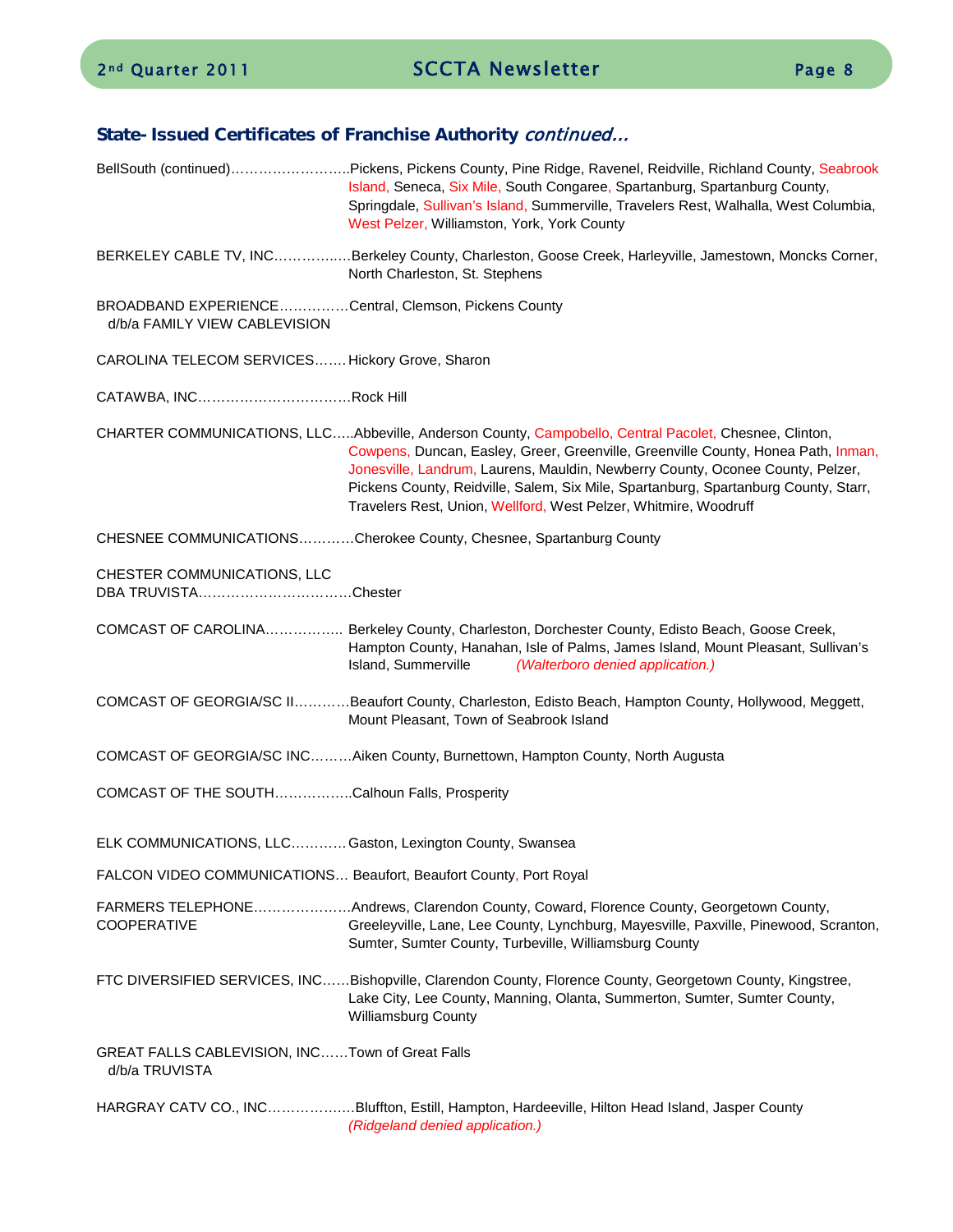### State- Issued Certificates of Franchise Authority *continued…*

BellSouth (continued)……………………..Pickens, Pickens County, Pine Ridge, Ravenel, Reidville, Richland County, Seabrook Island, Seneca, Six Mile, South Congaree, Spartanburg, Spartanburg County, Springdale, Sullivan's Island, Summerville, Travelers Rest, Walhalla, West Columbia, West Pelzer, Williamston, York, York County

BERKELEY CABLE TV, INC…………..…Berkeley County, Charleston, Goose Creek, Harleyville, Jamestown, Moncks Corner, North Charleston, St. Stephens

BROADBAND EXPERIENCE……………Central, Clemson, Pickens County
d/b/a FAMILY VIEW CABLEVISION

CAROLINA TELECOM SERVICES…….Hickory Grove, Sharon

CATAWBA, INC……………………………Rock Hill

CHARTER COMMUNICATIONS, LLC…..Abbeville, Anderson County, Campobello, Central Pacolet, Chesnee, Clinton, Cowpens, Duncan, Easley, Greer, Greenville, Greenville County, Honea Path, Inman, Jonesville, Landrum, Laurens, Mauldin, Newberry County, Oconee County, Pelzer, Pickens County, Reidville, Salem, Six Mile, Spartanburg, Spartanburg County, Starr, Travelers Rest, Union, Wellford, West Pelzer, Whitmire, Woodruff

CHESNEE COMMUNICATIONS…………Cherokee County, Chesnee, Spartanburg County

CHESTER COMMUNICATIONS, LLC
DBA TRUVISTA……………………………Chester

COMCAST OF CAROLINA…………….. Berkeley County, Charleston, Dorchester County, Edisto Beach, Goose Creek, Hampton County, Hanahan, Isle of Palms, James Island, Mount Pleasant, Sullivan's Island, Summerville *(Walterboro denied application.)*

COMCAST OF GEORGIA/SC II…………Beaufort County, Charleston, Edisto Beach, Hampton County, Hollywood, Meggett, Mount Pleasant, Town of Seabrook Island

COMCAST OF GEORGIA/SC INC………Aiken County, Burnettown, Hampton County, North Augusta

COMCAST OF THE SOUTH……………..Calhoun Falls, Prosperity

ELK COMMUNICATIONS, LLC…………Gaston, Lexington County, Swansea

FALCON VIDEO COMMUNICATIONS… Beaufort, Beaufort County, Port Royal

FARMERS TELEPHONE…………………Andrews, Clarendon County, Coward, Florence County, Georgetown County,
COOPERATIVE Greeleyville, Lane, Lee County, Lynchburg, Mayesville, Paxville, Pinewood, Scranton, Sumter, Sumter County, Turbeville, Williamsburg County

FTC DIVERSIFIED SERVICES, INC……Bishopville, Clarendon County, Florence County, Georgetown County, Kingstree, Lake City, Lee County, Manning, Olanta, Summerton, Sumter, Sumter County, Williamsburg County

GREAT FALLS CABLEVISION, INC……Town of Great Falls
d/b/a TRUVISTA

HARGRAY CATV CO., INC……………….Bluffton, Estill, Hampton, Hardeeville, Hilton Head Island, Jasper County *(Ridgeland denied application.)*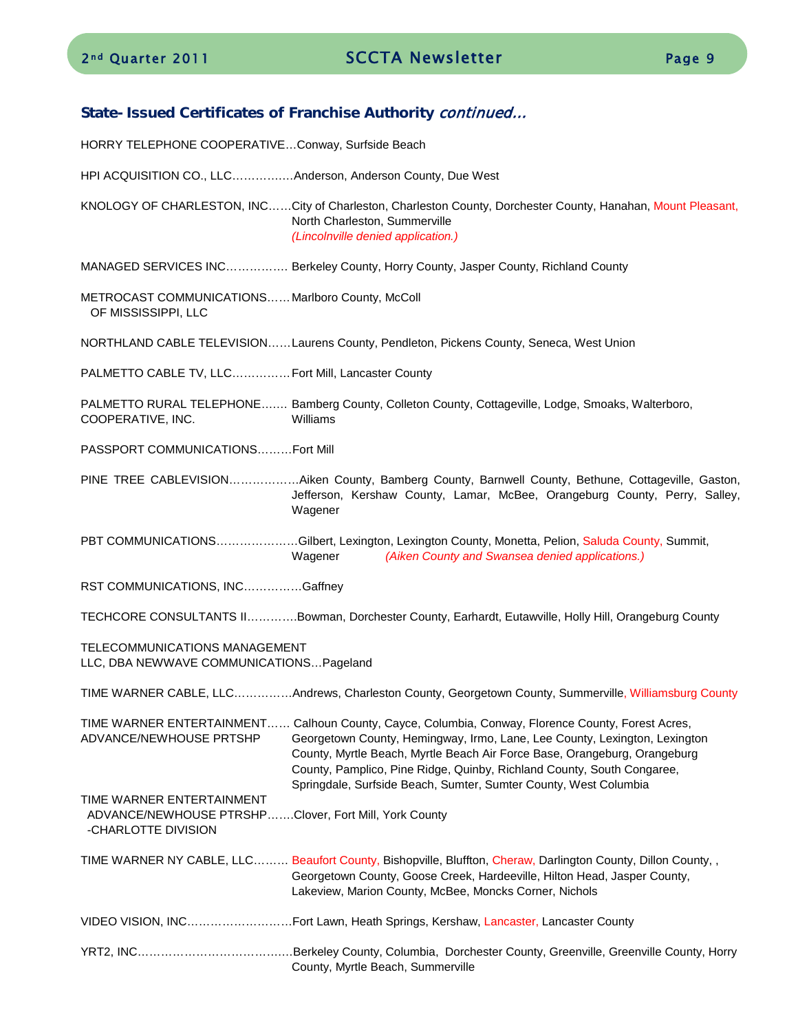### State- Issued Certificates of Franchise Authority *continued…*

HORRY TELEPHONE COOPERATIVE…Conway, Surfside Beach

HPI ACQUISITION CO., LLC…………….Anderson, Anderson County, Due West

KNOLOGY OF CHARLESTON, INC……City of Charleston, Charleston County, Dorchester County, Hanahan, Mount Pleasant, North Charleston, Summerville
*(Lincolnville denied application.)*

MANAGED SERVICES INC……………. Berkeley County, Horry County, Jasper County, Richland County

METROCAST COMMUNICATIONS OF MISSISSIPPI, LLC……Marlboro County, McColl

NORTHLAND CABLE TELEVISION……Laurens County, Pendleton, Pickens County, Seneca, West Union

PALMETTO CABLE TV, LLC……………Fort Mill, Lancaster County

PALMETTO RURAL TELEPHONE COOPERATIVE, INC.……. Bamberg County, Colleton County, Cottageville, Lodge, Smoaks, Walterboro, Williams

PASSPORT COMMUNICATIONS………Fort Mill

PINE TREE CABLEVISION………………Aiken County, Bamberg County, Barnwell County, Bethune, Cottageville, Gaston, Jefferson, Kershaw County, Lamar, McBee, Orangeburg County, Perry, Salley, Wagener

PBT COMMUNICATIONS…………………Gilbert, Lexington, Lexington County, Monetta, Pelion, Saluda County, Summit, Wagener *(Aiken County and Swansea denied applications.)*

RST COMMUNICATIONS, INC……………Gaffney

TECHCORE CONSULTANTS II…………Bowman, Dorchester County, Earhardt, Eutawville, Holly Hill, Orangeburg County

TELECOMMUNICATIONS MANAGEMENT LLC, DBA NEWWAVE COMMUNICATIONS…Pageland

TIME WARNER CABLE, LLC……………Andrews, Charleston County, Georgetown County, Summerville, Williamsburg County

TIME WARNER ENTERTAINMENT ADVANCE/NEWHOUSE PRTSHP…… Calhoun County, Cayce, Columbia, Conway, Florence County, Forest Acres, Georgetown County, Hemingway, Irmo, Lane, Lee County, Lexington, Lexington County, Myrtle Beach, Myrtle Beach Air Force Base, Orangeburg, Orangeburg County, Pamplico, Pine Ridge, Quinby, Richland County, South Congaree, Springdale, Surfside Beach, Sumter, Sumter County, West Columbia

TIME WARNER ENTERTAINMENT ADVANCE/NEWHOUSE PTRSHP -CHARLOTTE DIVISION…….Clover, Fort Mill, York County

TIME WARNER NY CABLE, LLC……… Beaufort County, Bishopville, Bluffton, Cheraw, Darlington County, Dillon County, , Georgetown County, Goose Creek, Hardeeville, Hilton Head, Jasper County, Lakeview, Marion County, McBee, Moncks Corner, Nichols

VIDEO VISION, INC………………………Fort Lawn, Heath Springs, Kershaw, Lancaster, Lancaster County

YRT2, INC…………………………………Berkeley County, Columbia, Dorchester County, Greenville, Greenville County, Horry County, Myrtle Beach, Summerville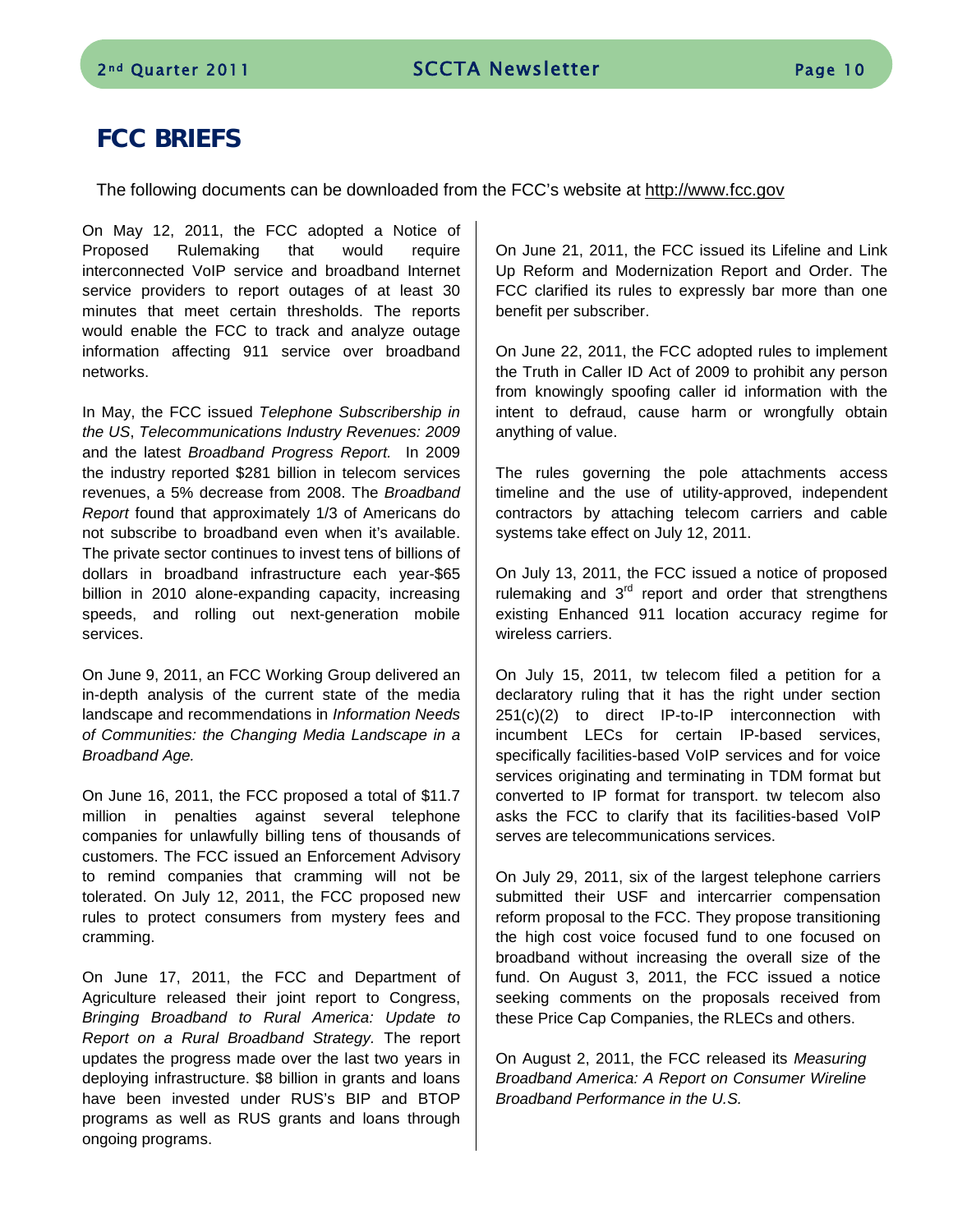# FCC BRIEFS

The following documents can be downloaded from the FCC's website at http://www.fcc.gov

On May 12, 2011, the FCC adopted a Notice of Proposed Rulemaking that would require interconnected VoIP service and broadband Internet service providers to report outages of at least 30 minutes that meet certain thresholds. The reports would enable the FCC to track and analyze outage information affecting 911 service over broadband networks.

In May, the FCC issued *Telephone Subscribership in the US*, *Telecommunications Industry Revenues: 2009* and the latest *Broadband Progress Report.* In 2009 the industry reported $281 billion in telecom services revenues, a 5% decrease from 2008. The *Broadband Report* found that approximately 1/3 of Americans do not subscribe to broadband even when it's available. The private sector continues to invest tens of billions of dollars in broadband infrastructure each year-$65 billion in 2010 alone-expanding capacity, increasing speeds, and rolling out next-generation mobile services.

On June 9, 2011, an FCC Working Group delivered an in-depth analysis of the current state of the media landscape and recommendations in *Information Needs of Communities: the Changing Media Landscape in a Broadband Age.*

On June 16, 2011, the FCC proposed a total of $11.7 million in penalties against several telephone companies for unlawfully billing tens of thousands of customers. The FCC issued an Enforcement Advisory to remind companies that cramming will not be tolerated. On July 12, 2011, the FCC proposed new rules to protect consumers from mystery fees and cramming.

On June 17, 2011, the FCC and Department of Agriculture released their joint report to Congress, *Bringing Broadband to Rural America: Update to Report on a Rural Broadband Strategy.* The report updates the progress made over the last two years in deploying infrastructure. $8 billion in grants and loans have been invested under RUS's BIP and BTOP programs as well as RUS grants and loans through ongoing programs.

On June 21, 2011, the FCC issued its Lifeline and Link Up Reform and Modernization Report and Order. The FCC clarified its rules to expressly bar more than one benefit per subscriber.

On June 22, 2011, the FCC adopted rules to implement the Truth in Caller ID Act of 2009 to prohibit any person from knowingly spoofing caller id information with the intent to defraud, cause harm or wrongfully obtain anything of value.

The rules governing the pole attachments access timeline and the use of utility-approved, independent contractors by attaching telecom carriers and cable systems take effect on July 12, 2011.

On July 13, 2011, the FCC issued a notice of proposed rulemaking and 3rd report and order that strengthens existing Enhanced 911 location accuracy regime for wireless carriers.

On July 15, 2011, tw telecom filed a petition for a declaratory ruling that it has the right under section 251(c)(2) to direct IP-to-IP interconnection with incumbent LECs for certain IP-based services, specifically facilities-based VoIP services and for voice services originating and terminating in TDM format but converted to IP format for transport. tw telecom also asks the FCC to clarify that its facilities-based VoIP serves are telecommunications services.

On July 29, 2011, six of the largest telephone carriers submitted their USF and intercarrier compensation reform proposal to the FCC. They propose transitioning the high cost voice focused fund to one focused on broadband without increasing the overall size of the fund. On August 3, 2011, the FCC issued a notice seeking comments on the proposals received from these Price Cap Companies, the RLECs and others.

On August 2, 2011, the FCC released its *Measuring Broadband America: A Report on Consumer Wireline Broadband Performance in the U.S.*